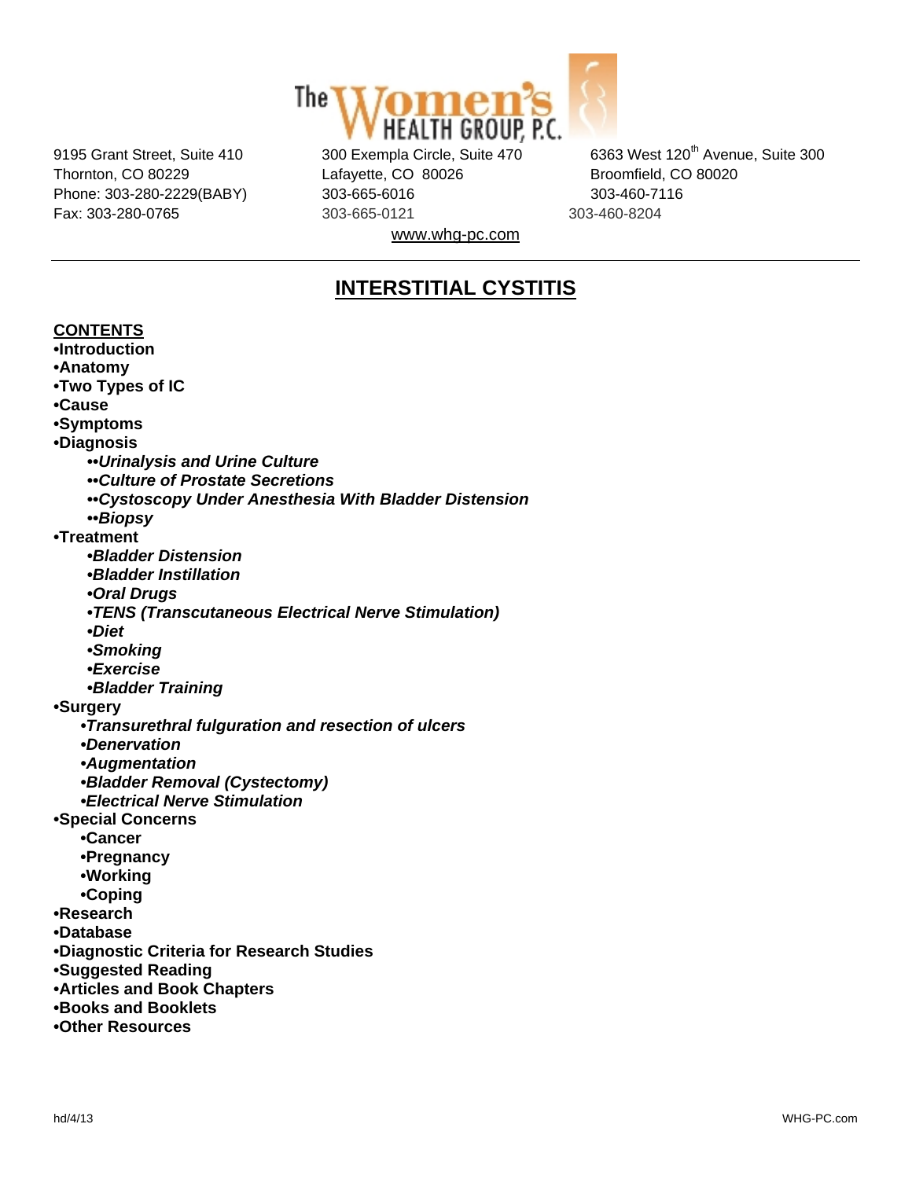The Women's HEALTH GROUP, P.C.

9195 Grant Street, Suite 410
Thornton, CO 80229
Phone: 303-280-2229(BABY)
Fax: 303-280-0765

300 Exempla Circle, Suite 470
Lafayette, CO 80026
303-665-6016
303-665-0121

6363 West 120th Avenue, Suite 300
Broomfield, CO 80020
303-460-7116
303-460-8204

www.whg-pc.com

---

# INTERSTITIAL CYSTITIS

**CONTENTS**

- **Introduction**
- **Anatomy**
- **Two Types of IC**
- **Cause**
- **Symptoms**
- **Diagnosis**
  - ***Urinalysis and Urine Culture***
  - ***Culture of Prostate Secretions***
  - ***Cystoscopy Under Anesthesia With Bladder Distension***
  - ***Biopsy***
- **Treatment**
  - ***Bladder Distension***
  - ***Bladder Instillation***
  - ***Oral Drugs***
  - ***TENS (Transcutaneous Electrical Nerve Stimulation)***
  - ***Diet***
  - ***Smoking***
  - ***Exercise***
  - ***Bladder Training***
- **Surgery**
  - ***Transurethral fulguration and resection of ulcers***
  - ***Denervation***
  - ***Augmentation***
  - ***Bladder Removal (Cystectomy)***
  - ***Electrical Nerve Stimulation***
- **Special Concerns**
  - **Cancer**
  - **Pregnancy**
  - **Working**
  - **Coping**
- **Research**
- **Database**
- **Diagnostic Criteria for Research Studies**
- **Suggested Reading**
- **Articles and Book Chapters**
- **Books and Booklets**
- **Other Resources**

hd/4/13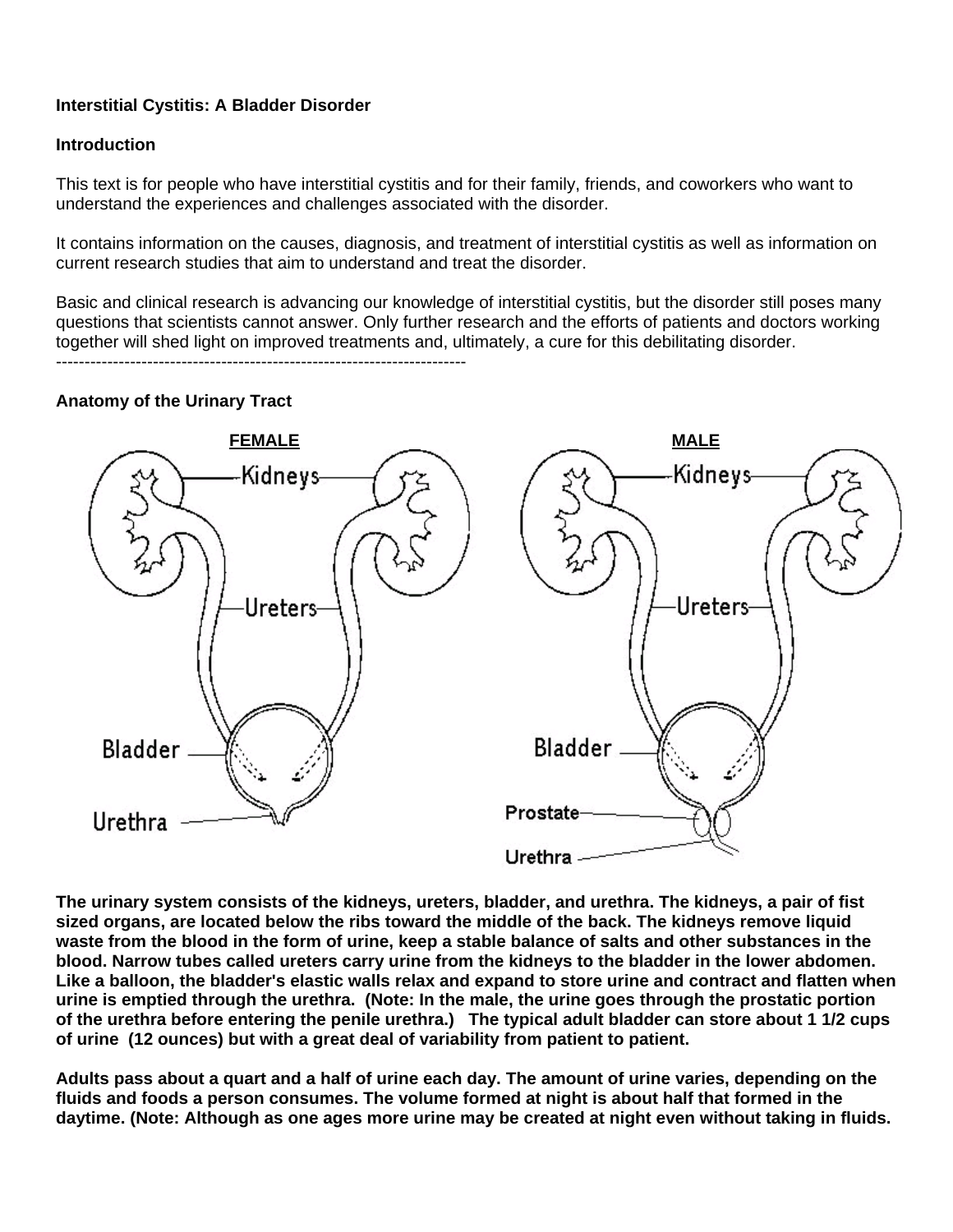**Interstitial Cystitis: A Bladder Disorder**

**Introduction**

This text is for people who have interstitial cystitis and for their family, friends, and coworkers who want to understand the experiences and challenges associated with the disorder.

It contains information on the causes, diagnosis, and treatment of interstitial cystitis as well as information on current research studies that aim to understand and treat the disorder.

Basic and clinical research is advancing our knowledge of interstitial cystitis, but the disorder still poses many questions that scientists cannot answer. Only further research and the efforts of patients and doctors working together will shed light on improved treatments and, ultimately, a cure for this debilitating disorder.

----------------------------------------------------------------------

**Anatomy of the Urinary Tract**

**FEMALE** **MALE**

Kidneys Kidneys

Ureters Ureters

Bladder Bladder

Urethra Prostate

Urethra

**The urinary system consists of the kidneys, ureters, bladder, and urethra. The kidneys, a pair of fist sized organs, are located below the ribs toward the middle of the back. The kidneys remove liquid waste from the blood in the form of urine, keep a stable balance of salts and other substances in the blood. Narrow tubes called ureters carry urine from the kidneys to the bladder in the lower abdomen. Like a balloon, the bladder's elastic walls relax and expand to store urine and contract and flatten when urine is emptied through the urethra. (Note: In the male, the urine goes through the prostatic portion of the urethra before entering the penile urethra.) The typical adult bladder can store about 1 1/2 cups of urine (12 ounces) but with a great deal of variability from patient to patient.**

**Adults pass about a quart and a half of urine each day. The amount of urine varies, depending on the fluids and foods a person consumes. The volume formed at night is about half that formed in the daytime. (Note: Although as one ages more urine may be created at night even without taking in fluids.**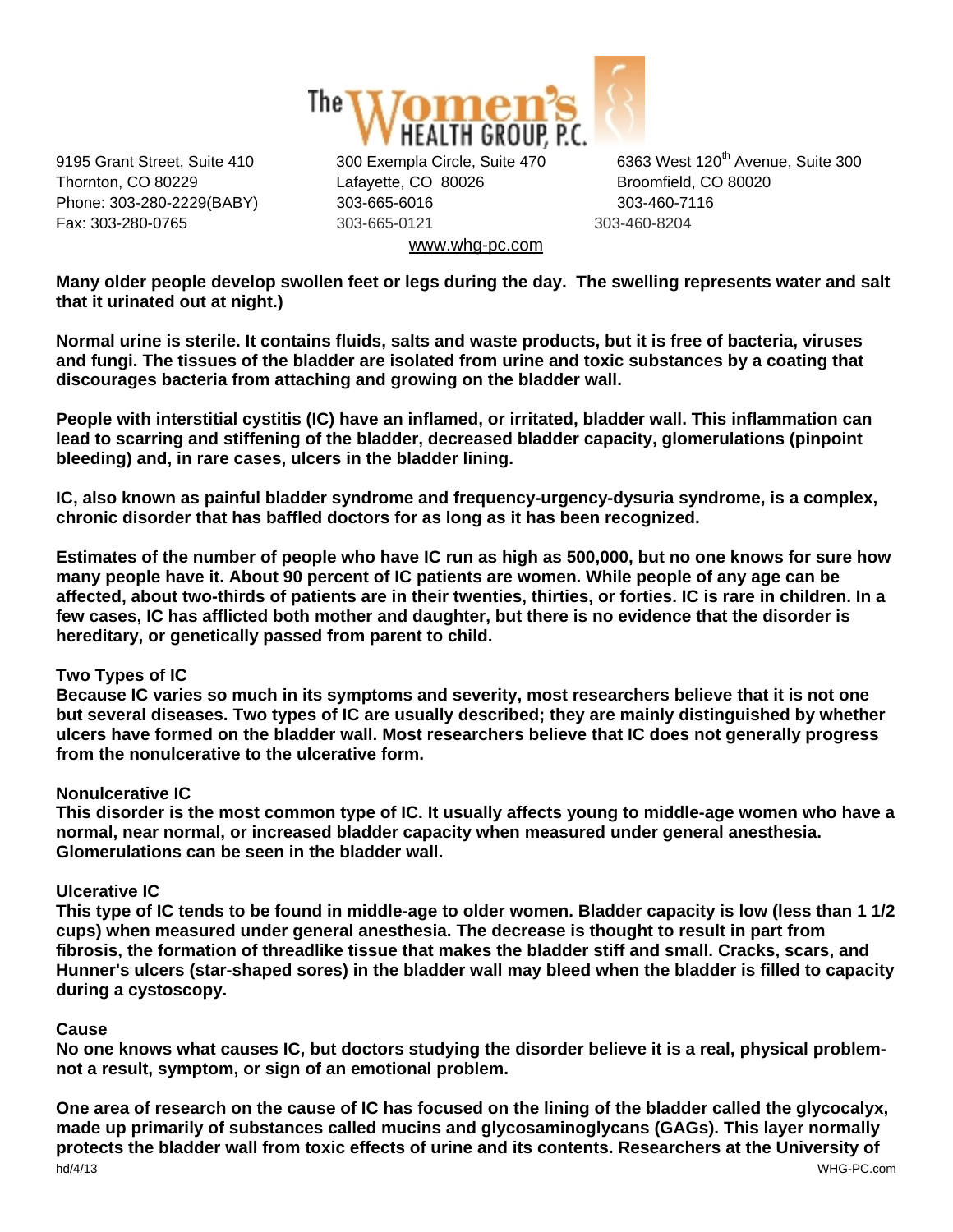Many older people develop swollen feet or legs during the day. The swelling represents water and salt that it urinated out at night.)

Normal urine is sterile. It contains fluids, salts and waste products, but it is free of bacteria, viruses and fungi. The tissues of the bladder are isolated from urine and toxic substances by a coating that discourages bacteria from attaching and growing on the bladder wall.

People with interstitial cystitis (IC) have an inflamed, or irritated, bladder wall. This inflammation can lead to scarring and stiffening of the bladder, decreased bladder capacity, glomerulations (pinpoint bleeding) and, in rare cases, ulcers in the bladder lining.

IC, also known as painful bladder syndrome and frequency-urgency-dysuria syndrome, is a complex, chronic disorder that has baffled doctors for as long as it has been recognized.

Estimates of the number of people who have IC run as high as 500,000, but no one knows for sure how many people have it. About 90 percent of IC patients are women. While people of any age can be affected, about two-thirds of patients are in their twenties, thirties, or forties. IC is rare in children. In a few cases, IC has afflicted both mother and daughter, but there is no evidence that the disorder is hereditary, or genetically passed from parent to child.

## Two Types of IC

Because IC varies so much in its symptoms and severity, most researchers believe that it is not one but several diseases. Two types of IC are usually described; they are mainly distinguished by whether ulcers have formed on the bladder wall. Most researchers believe that IC does not generally progress from the nonulcerative to the ulcerative form.

### Nonulcerative IC

This disorder is the most common type of IC. It usually affects young to middle-age women who have a normal, near normal, or increased bladder capacity when measured under general anesthesia. Glomerulations can be seen in the bladder wall.

### Ulcerative IC

This type of IC tends to be found in middle-age to older women. Bladder capacity is low (less than 1 1/2 cups) when measured under general anesthesia. The decrease is thought to result in part from fibrosis, the formation of threadlike tissue that makes the bladder stiff and small. Cracks, scars, and Hunner's ulcers (star-shaped sores) in the bladder wall may bleed when the bladder is filled to capacity during a cystoscopy.

## Cause

No one knows what causes IC, but doctors studying the disorder believe it is a real, physical problem-not a result, symptom, or sign of an emotional problem.

One area of research on the cause of IC has focused on the lining of the bladder called the glycocalyx, made up primarily of substances called mucins and glycosaminoglycans (GAGs). This layer normally protects the bladder wall from toxic effects of urine and its contents. Researchers at the University of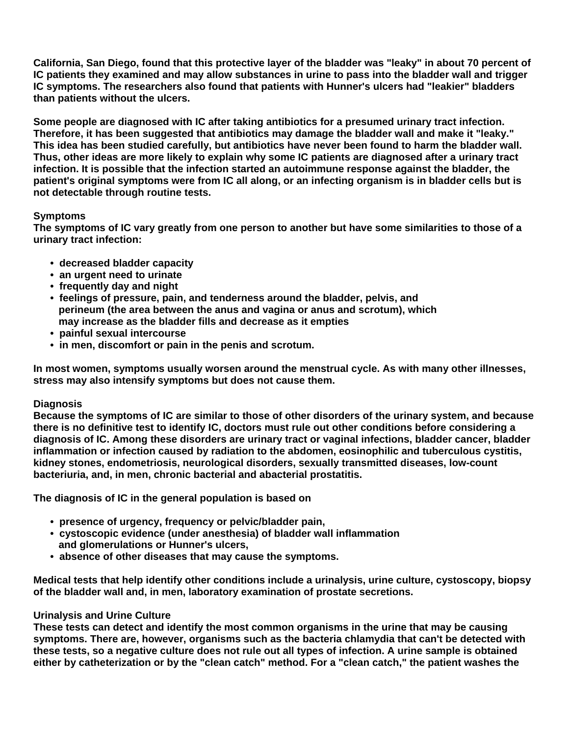California, San Diego, found that this protective layer of the bladder was "leaky" in about 70 percent of IC patients they examined and may allow substances in urine to pass into the bladder wall and trigger IC symptoms. The researchers also found that patients with Hunner's ulcers had "leakier" bladders than patients without the ulcers.

Some people are diagnosed with IC after taking antibiotics for a presumed urinary tract infection. Therefore, it has been suggested that antibiotics may damage the bladder wall and make it "leaky." This idea has been studied carefully, but antibiotics have never been found to harm the bladder wall. Thus, other ideas are more likely to explain why some IC patients are diagnosed after a urinary tract infection. It is possible that the infection started an autoimmune response against the bladder, the patient's original symptoms were from IC all along, or an infecting organism is in bladder cells but is not detectable through routine tests.

### Symptoms

The symptoms of IC vary greatly from one person to another but have some similarities to those of a urinary tract infection:

- decreased bladder capacity
- an urgent need to urinate
- frequently day and night
- feelings of pressure, pain, and tenderness around the bladder, pelvis, and perineum (the area between the anus and vagina or anus and scrotum), which may increase as the bladder fills and decrease as it empties
- painful sexual intercourse
- in men, discomfort or pain in the penis and scrotum.

In most women, symptoms usually worsen around the menstrual cycle. As with many other illnesses, stress may also intensify symptoms but does not cause them.

### Diagnosis

Because the symptoms of IC are similar to those of other disorders of the urinary system, and because there is no definitive test to identify IC, doctors must rule out other conditions before considering a diagnosis of IC. Among these disorders are urinary tract or vaginal infections, bladder cancer, bladder inflammation or infection caused by radiation to the abdomen, eosinophilic and tuberculous cystitis, kidney stones, endometriosis, neurological disorders, sexually transmitted diseases, low-count bacteriuria, and, in men, chronic bacterial and abacterial prostatitis.

The diagnosis of IC in the general population is based on

- presence of urgency, frequency or pelvic/bladder pain,
- cystoscopic evidence (under anesthesia) of bladder wall inflammation and glomerulations or Hunner's ulcers,
- absence of other diseases that may cause the symptoms.

Medical tests that help identify other conditions include a urinalysis, urine culture, cystoscopy, biopsy of the bladder wall and, in men, laboratory examination of prostate secretions.

### Urinalysis and Urine Culture

These tests can detect and identify the most common organisms in the urine that may be causing symptoms. There are, however, organisms such as the bacteria chlamydia that can't be detected with these tests, so a negative culture does not rule out all types of infection. A urine sample is obtained either by catheterization or by the "clean catch" method. For a "clean catch," the patient washes the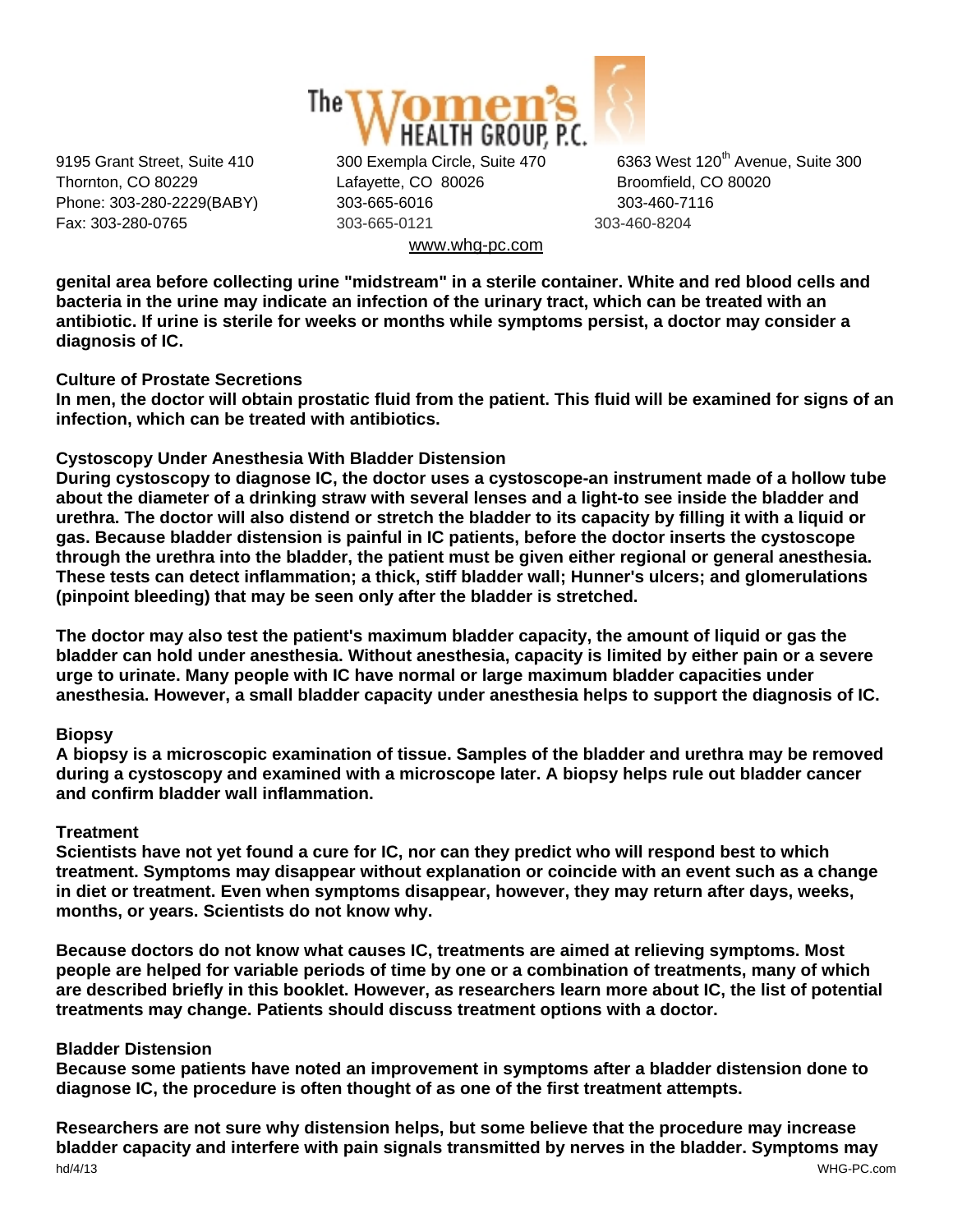genital area before collecting urine "midstream" in a sterile container. White and red blood cells and bacteria in the urine may indicate an infection of the urinary tract, which can be treated with an antibiotic. If urine is sterile for weeks or months while symptoms persist, a doctor may consider a diagnosis of IC.

### Culture of Prostate Secretions

In men, the doctor will obtain prostatic fluid from the patient. This fluid will be examined for signs of an infection, which can be treated with antibiotics.

### Cystoscopy Under Anesthesia With Bladder Distension

During cystoscopy to diagnose IC, the doctor uses a cystoscope-an instrument made of a hollow tube about the diameter of a drinking straw with several lenses and a light-to see inside the bladder and urethra. The doctor will also distend or stretch the bladder to its capacity by filling it with a liquid or gas. Because bladder distension is painful in IC patients, before the doctor inserts the cystoscope through the urethra into the bladder, the patient must be given either regional or general anesthesia. These tests can detect inflammation; a thick, stiff bladder wall; Hunner's ulcers; and glomerulations (pinpoint bleeding) that may be seen only after the bladder is stretched.

The doctor may also test the patient's maximum bladder capacity, the amount of liquid or gas the bladder can hold under anesthesia. Without anesthesia, capacity is limited by either pain or a severe urge to urinate. Many people with IC have normal or large maximum bladder capacities under anesthesia. However, a small bladder capacity under anesthesia helps to support the diagnosis of IC.

### Biopsy

A biopsy is a microscopic examination of tissue. Samples of the bladder and urethra may be removed during a cystoscopy and examined with a microscope later. A biopsy helps rule out bladder cancer and confirm bladder wall inflammation.

## Treatment

Scientists have not yet found a cure for IC, nor can they predict who will respond best to which treatment. Symptoms may disappear without explanation or coincide with an event such as a change in diet or treatment. Even when symptoms disappear, however, they may return after days, weeks, months, or years. Scientists do not know why.

Because doctors do not know what causes IC, treatments are aimed at relieving symptoms. Most people are helped for variable periods of time by one or a combination of treatments, many of which are described briefly in this booklet. However, as researchers learn more about IC, the list of potential treatments may change. Patients should discuss treatment options with a doctor.

### Bladder Distension

Because some patients have noted an improvement in symptoms after a bladder distension done to diagnose IC, the procedure is often thought of as one of the first treatment attempts.

Researchers are not sure why distension helps, but some believe that the procedure may increase bladder capacity and interfere with pain signals transmitted by nerves in the bladder. Symptoms may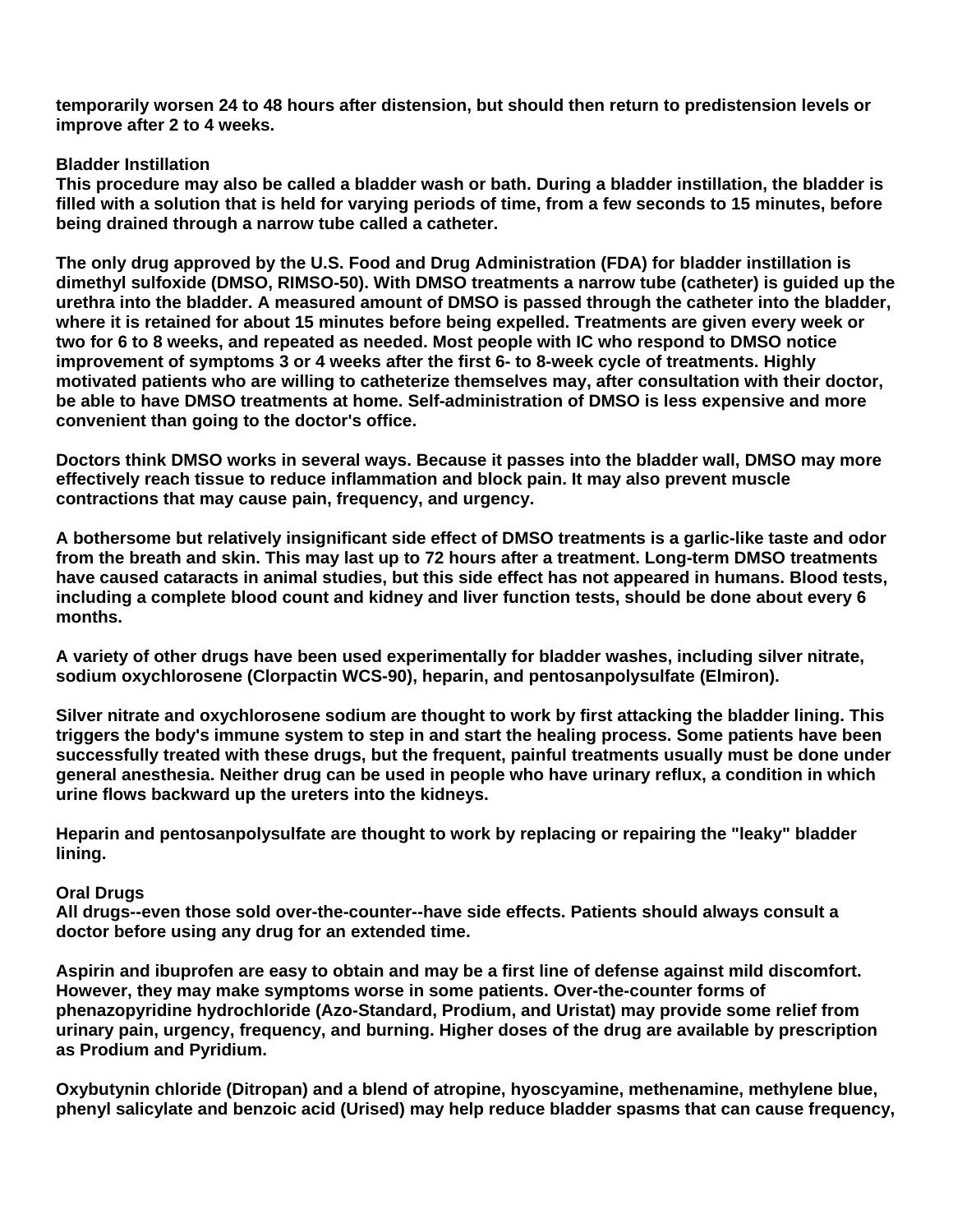temporarily worsen 24 to 48 hours after distension, but should then return to predistension levels or improve after 2 to 4 weeks.

### Bladder Instillation

This procedure may also be called a bladder wash or bath. During a bladder instillation, the bladder is filled with a solution that is held for varying periods of time, from a few seconds to 15 minutes, before being drained through a narrow tube called a catheter.

The only drug approved by the U.S. Food and Drug Administration (FDA) for bladder instillation is dimethyl sulfoxide (DMSO, RIMSO-50). With DMSO treatments a narrow tube (catheter) is guided up the urethra into the bladder. A measured amount of DMSO is passed through the catheter into the bladder, where it is retained for about 15 minutes before being expelled. Treatments are given every week or two for 6 to 8 weeks, and repeated as needed. Most people with IC who respond to DMSO notice improvement of symptoms 3 or 4 weeks after the first 6- to 8-week cycle of treatments. Highly motivated patients who are willing to catheterize themselves may, after consultation with their doctor, be able to have DMSO treatments at home. Self-administration of DMSO is less expensive and more convenient than going to the doctor's office.

Doctors think DMSO works in several ways. Because it passes into the bladder wall, DMSO may more effectively reach tissue to reduce inflammation and block pain. It may also prevent muscle contractions that may cause pain, frequency, and urgency.

A bothersome but relatively insignificant side effect of DMSO treatments is a garlic-like taste and odor from the breath and skin. This may last up to 72 hours after a treatment. Long-term DMSO treatments have caused cataracts in animal studies, but this side effect has not appeared in humans. Blood tests, including a complete blood count and kidney and liver function tests, should be done about every 6 months.

A variety of other drugs have been used experimentally for bladder washes, including silver nitrate, sodium oxychlorosene (Clorpactin WCS-90), heparin, and pentosanpolysulfate (Elmiron).

Silver nitrate and oxychlorosene sodium are thought to work by first attacking the bladder lining. This triggers the body's immune system to step in and start the healing process. Some patients have been successfully treated with these drugs, but the frequent, painful treatments usually must be done under general anesthesia. Neither drug can be used in people who have urinary reflux, a condition in which urine flows backward up the ureters into the kidneys.

Heparin and pentosanpolysulfate are thought to work by replacing or repairing the "leaky" bladder lining.

### Oral Drugs

All drugs--even those sold over-the-counter--have side effects. Patients should always consult a doctor before using any drug for an extended time.

Aspirin and ibuprofen are easy to obtain and may be a first line of defense against mild discomfort. However, they may make symptoms worse in some patients. Over-the-counter forms of phenazopyridine hydrochloride (Azo-Standard, Prodium, and Uristat) may provide some relief from urinary pain, urgency, frequency, and burning. Higher doses of the drug are available by prescription as Prodium and Pyridium.

Oxybutynin chloride (Ditropan) and a blend of atropine, hyoscyamine, methenamine, methylene blue, phenyl salicylate and benzoic acid (Urised) may help reduce bladder spasms that can cause frequency,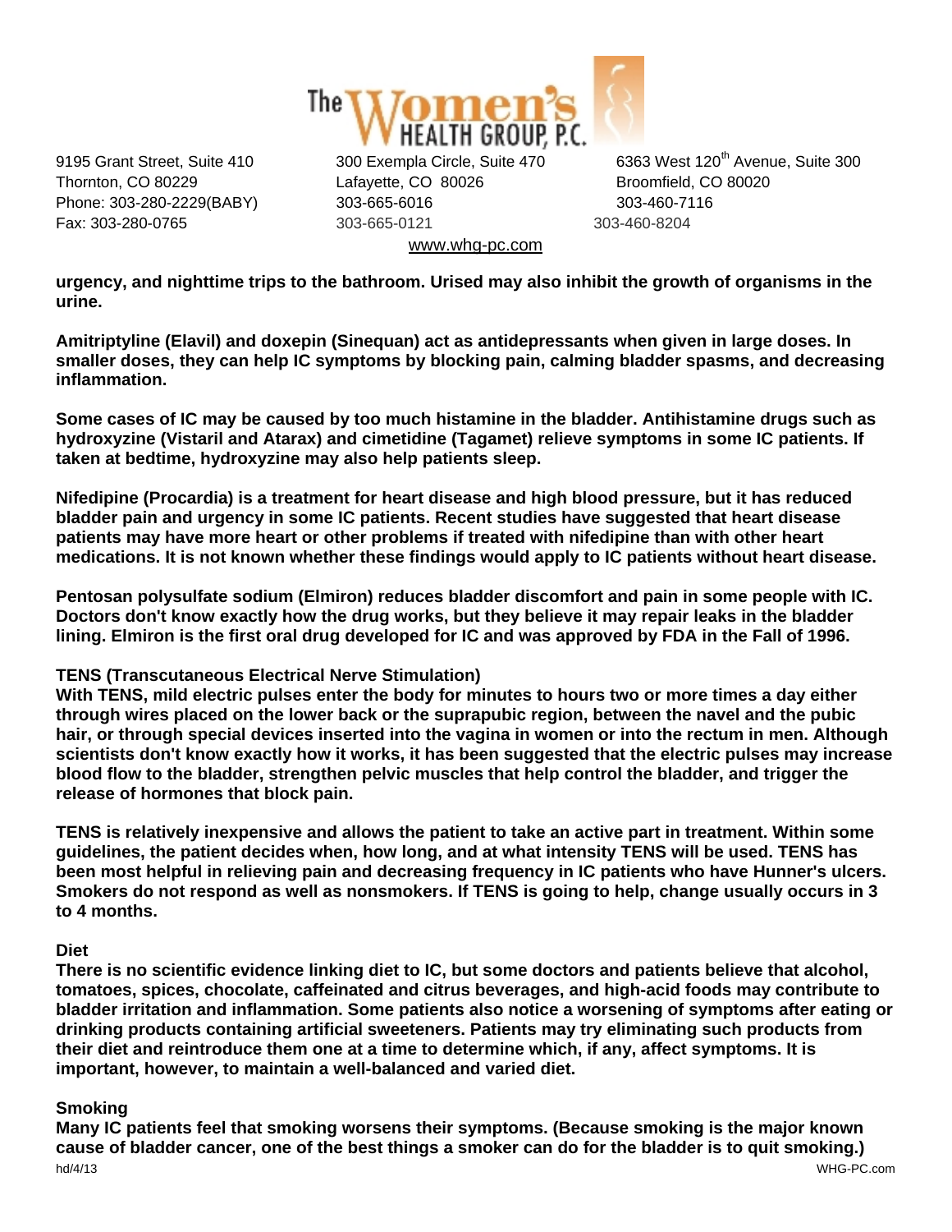urgency, and nighttime trips to the bathroom. Urised may also inhibit the growth of organisms in the urine.

**Amitriptyline (Elavil) and doxepin (Sinequan) act as antidepressants when given in large doses. In smaller doses, they can help IC symptoms by blocking pain, calming bladder spasms, and decreasing inflammation.**

**Some cases of IC may be caused by too much histamine in the bladder. Antihistamine drugs such as hydroxyzine (Vistaril and Atarax) and cimetidine (Tagamet) relieve symptoms in some IC patients. If taken at bedtime, hydroxyzine may also help patients sleep.**

**Nifedipine (Procardia) is a treatment for heart disease and high blood pressure, but it has reduced bladder pain and urgency in some IC patients. Recent studies have suggested that heart disease patients may have more heart or other problems if treated with nifedipine than with other heart medications. It is not known whether these findings would apply to IC patients without heart disease.**

**Pentosan polysulfate sodium (Elmiron) reduces bladder discomfort and pain in some people with IC. Doctors don't know exactly how the drug works, but they believe it may repair leaks in the bladder lining. Elmiron is the first oral drug developed for IC and was approved by FDA in the Fall of 1996.**

### TENS (Transcutaneous Electrical Nerve Stimulation)

**With TENS, mild electric pulses enter the body for minutes to hours two or more times a day either through wires placed on the lower back or the suprapubic region, between the navel and the pubic hair, or through special devices inserted into the vagina in women or into the rectum in men. Although scientists don't know exactly how it works, it has been suggested that the electric pulses may increase blood flow to the bladder, strengthen pelvic muscles that help control the bladder, and trigger the release of hormones that block pain.**

**TENS is relatively inexpensive and allows the patient to take an active part in treatment. Within some guidelines, the patient decides when, how long, and at what intensity TENS will be used. TENS has been most helpful in relieving pain and decreasing frequency in IC patients who have Hunner's ulcers. Smokers do not respond as well as nonsmokers. If TENS is going to help, change usually occurs in 3 to 4 months.**

### Diet

**There is no scientific evidence linking diet to IC, but some doctors and patients believe that alcohol, tomatoes, spices, chocolate, caffeinated and citrus beverages, and high-acid foods may contribute to bladder irritation and inflammation. Some patients also notice a worsening of symptoms after eating or drinking products containing artificial sweeteners. Patients may try eliminating such products from their diet and reintroduce them one at a time to determine which, if any, affect symptoms. It is important, however, to maintain a well-balanced and varied diet.**

### Smoking

**Many IC patients feel that smoking worsens their symptoms. (Because smoking is the major known cause of bladder cancer, one of the best things a smoker can do for the bladder is to quit smoking.)**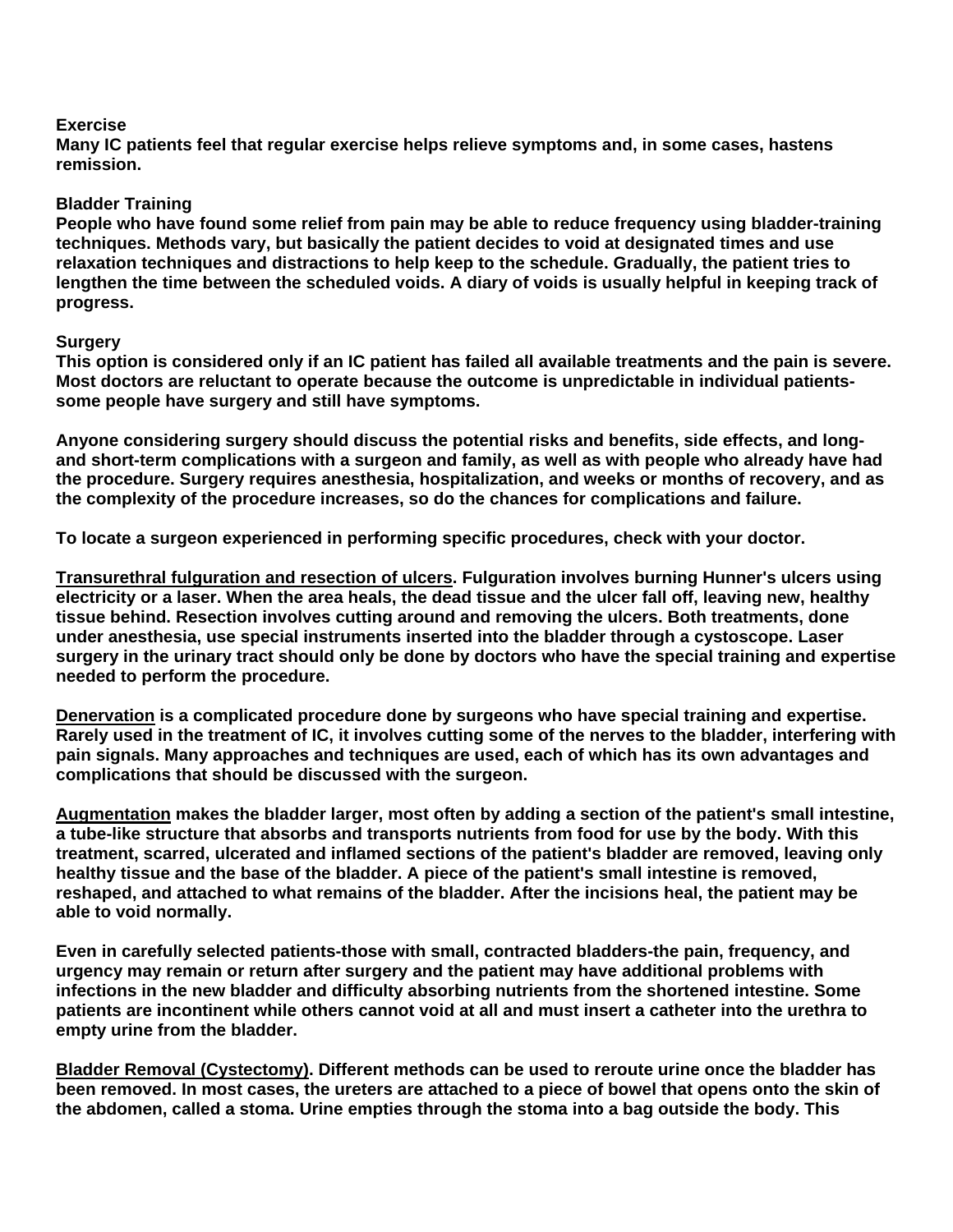**Exercise**
**Many IC patients feel that regular exercise helps relieve symptoms and, in some cases, hastens remission.**

**Bladder Training**
**People who have found some relief from pain may be able to reduce frequency using bladder-training techniques. Methods vary, but basically the patient decides to void at designated times and use relaxation techniques and distractions to help keep to the schedule. Gradually, the patient tries to lengthen the time between the scheduled voids. A diary of voids is usually helpful in keeping track of progress.**

**Surgery**
**This option is considered only if an IC patient has failed all available treatments and the pain is severe. Most doctors are reluctant to operate because the outcome is unpredictable in individual patients-some people have surgery and still have symptoms.**

**Anyone considering surgery should discuss the potential risks and benefits, side effects, and long- and short-term complications with a surgeon and family, as well as with people who already have had the procedure. Surgery requires anesthesia, hospitalization, and weeks or months of recovery, and as the complexity of the procedure increases, so do the chances for complications and failure.**

**To locate a surgeon experienced in performing specific procedures, check with your doctor.**

**<u>Transurethral fulguration and resection of ulcers</u>. Fulguration involves burning Hunner's ulcers using electricity or a laser. When the area heals, the dead tissue and the ulcer fall off, leaving new, healthy tissue behind. Resection involves cutting around and removing the ulcers. Both treatments, done under anesthesia, use special instruments inserted into the bladder through a cystoscope. Laser surgery in the urinary tract should only be done by doctors who have the special training and expertise needed to perform the procedure.**

**<u>Denervation</u> is a complicated procedure done by surgeons who have special training and expertise. Rarely used in the treatment of IC, it involves cutting some of the nerves to the bladder, interfering with pain signals. Many approaches and techniques are used, each of which has its own advantages and complications that should be discussed with the surgeon.**

**<u>Augmentation</u> makes the bladder larger, most often by adding a section of the patient's small intestine, a tube-like structure that absorbs and transports nutrients from food for use by the body. With this treatment, scarred, ulcerated and inflamed sections of the patient's bladder are removed, leaving only healthy tissue and the base of the bladder. A piece of the patient's small intestine is removed, reshaped, and attached to what remains of the bladder. After the incisions heal, the patient may be able to void normally.**

**Even in carefully selected patients-those with small, contracted bladders-the pain, frequency, and urgency may remain or return after surgery and the patient may have additional problems with infections in the new bladder and difficulty absorbing nutrients from the shortened intestine. Some patients are incontinent while others cannot void at all and must insert a catheter into the urethra to empty urine from the bladder.**

**<u>Bladder Removal (Cystectomy)</u>. Different methods can be used to reroute urine once the bladder has been removed. In most cases, the ureters are attached to a piece of bowel that opens onto the skin of the abdomen, called a stoma. Urine empties through the stoma into a bag outside the body. This**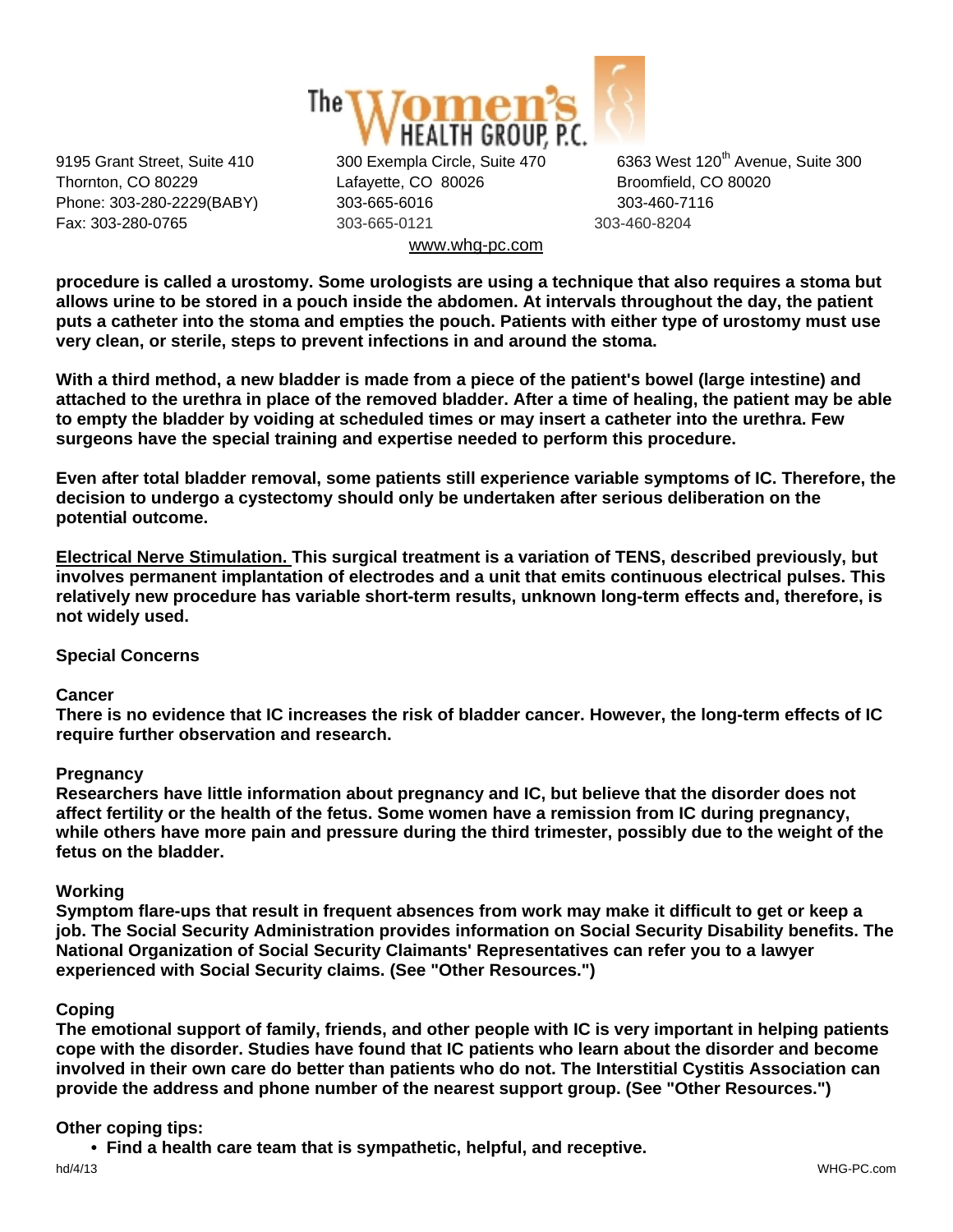**procedure is called a urostomy. Some urologists are using a technique that also requires a stoma but allows urine to be stored in a pouch inside the abdomen. At intervals throughout the day, the patient puts a catheter into the stoma and empties the pouch. Patients with either type of urostomy must use very clean, or sterile, steps to prevent infections in and around the stoma.**

**With a third method, a new bladder is made from a piece of the patient's bowel (large intestine) and attached to the urethra in place of the removed bladder. After a time of healing, the patient may be able to empty the bladder by voiding at scheduled times or may insert a catheter into the urethra. Few surgeons have the special training and expertise needed to perform this procedure.**

**Even after total bladder removal, some patients still experience variable symptoms of IC. Therefore, the decision to undergo a cystectomy should only be undertaken after serious deliberation on the potential outcome.**

**<u>Electrical Nerve Stimulation.</u> This surgical treatment is a variation of TENS, described previously, but involves permanent implantation of electrodes and a unit that emits continuous electrical pulses. This relatively new procedure has variable short-term results, unknown long-term effects and, therefore, is not widely used.**

### Special Concerns

#### Cancer

**There is no evidence that IC increases the risk of bladder cancer. However, the long-term effects of IC require further observation and research.**

#### Pregnancy

**Researchers have little information about pregnancy and IC, but believe that the disorder does not affect fertility or the health of the fetus. Some women have a remission from IC during pregnancy, while others have more pain and pressure during the third trimester, possibly due to the weight of the fetus on the bladder.**

#### Working

**Symptom flare-ups that result in frequent absences from work may make it difficult to get or keep a job. The Social Security Administration provides information on Social Security Disability benefits. The National Organization of Social Security Claimants' Representatives can refer you to a lawyer experienced with Social Security claims. (See "Other Resources.")**

#### Coping

**The emotional support of family, friends, and other people with IC is very important in helping patients cope with the disorder. Studies have found that IC patients who learn about the disorder and become involved in their own care do better than patients who do not. The Interstitial Cystitis Association can provide the address and phone number of the nearest support group. (See "Other Resources.")**

**Other coping tips:**

- **Find a health care team that is sympathetic, helpful, and receptive.**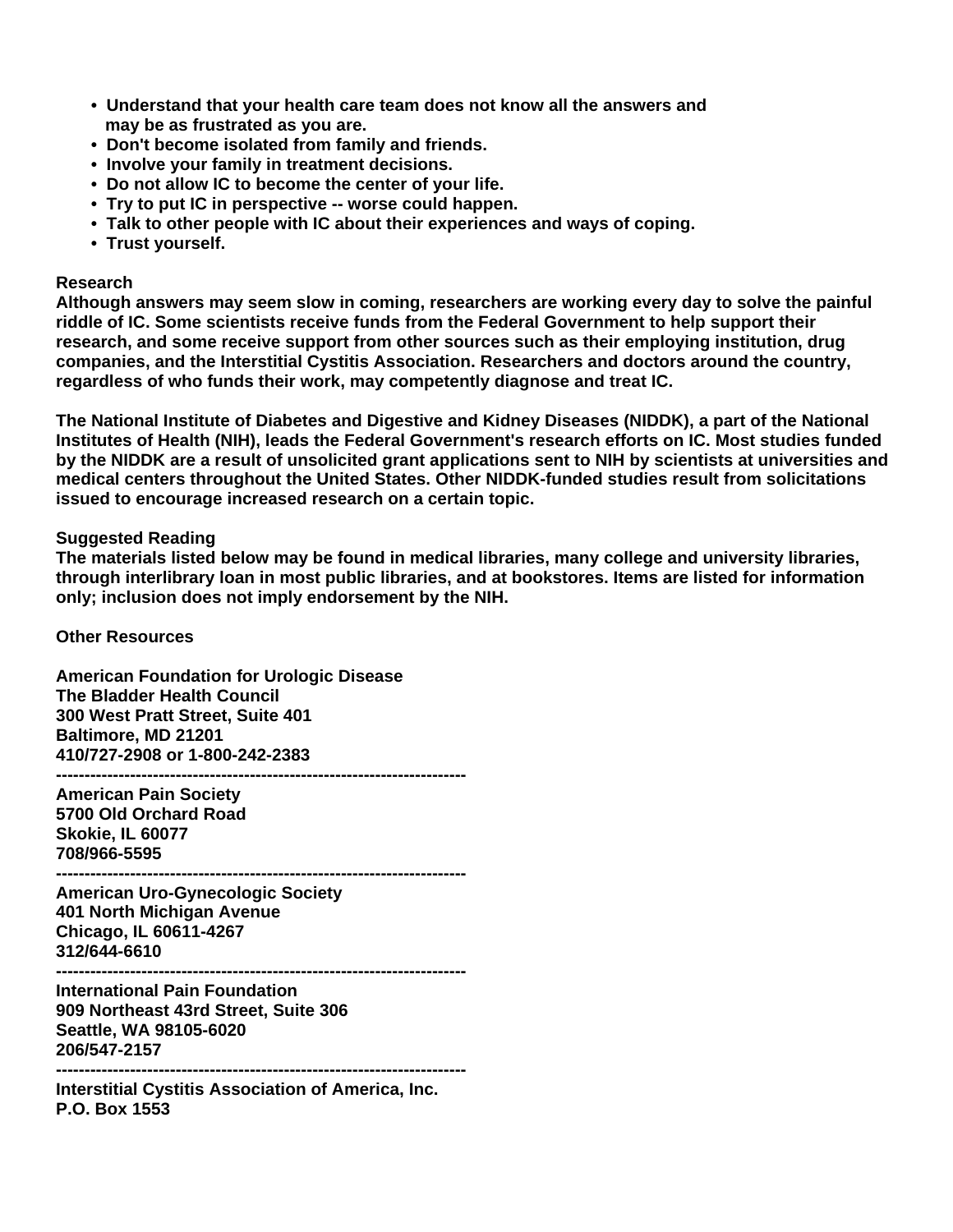- Understand that your health care team does not know all the answers and may be as frustrated as you are.
- Don't become isolated from family and friends.
- Involve your family in treatment decisions.
- Do not allow IC to become the center of your life.
- Try to put IC in perspective -- worse could happen.
- Talk to other people with IC about their experiences and ways of coping.
- Trust yourself.

## Research

Although answers may seem slow in coming, researchers are working every day to solve the painful riddle of IC. Some scientists receive funds from the Federal Government to help support their research, and some receive support from other sources such as their employing institution, drug companies, and the Interstitial Cystitis Association. Researchers and doctors around the country, regardless of who funds their work, may competently diagnose and treat IC.

The National Institute of Diabetes and Digestive and Kidney Diseases (NIDDK), a part of the National Institutes of Health (NIH), leads the Federal Government's research efforts on IC. Most studies funded by the NIDDK are a result of unsolicited grant applications sent to NIH by scientists at universities and medical centers throughout the United States. Other NIDDK-funded studies result from solicitations issued to encourage increased research on a certain topic.

## Suggested Reading

The materials listed below may be found in medical libraries, many college and university libraries, through interlibrary loan in most public libraries, and at bookstores. Items are listed for information only; inclusion does not imply endorsement by the NIH.

## Other Resources

American Foundation for Urologic Disease
The Bladder Health Council
300 West Pratt Street, Suite 401
Baltimore, MD 21201
410/727-2908 or 1-800-242-2383

---

American Pain Society
5700 Old Orchard Road
Skokie, IL 60077
708/966-5595

---

American Uro-Gynecologic Society
401 North Michigan Avenue
Chicago, IL 60611-4267
312/644-6610

---

International Pain Foundation
909 Northeast 43rd Street, Suite 306
Seattle, WA 98105-6020
206/547-2157

---

Interstitial Cystitis Association of America, Inc.
P.O. Box 1553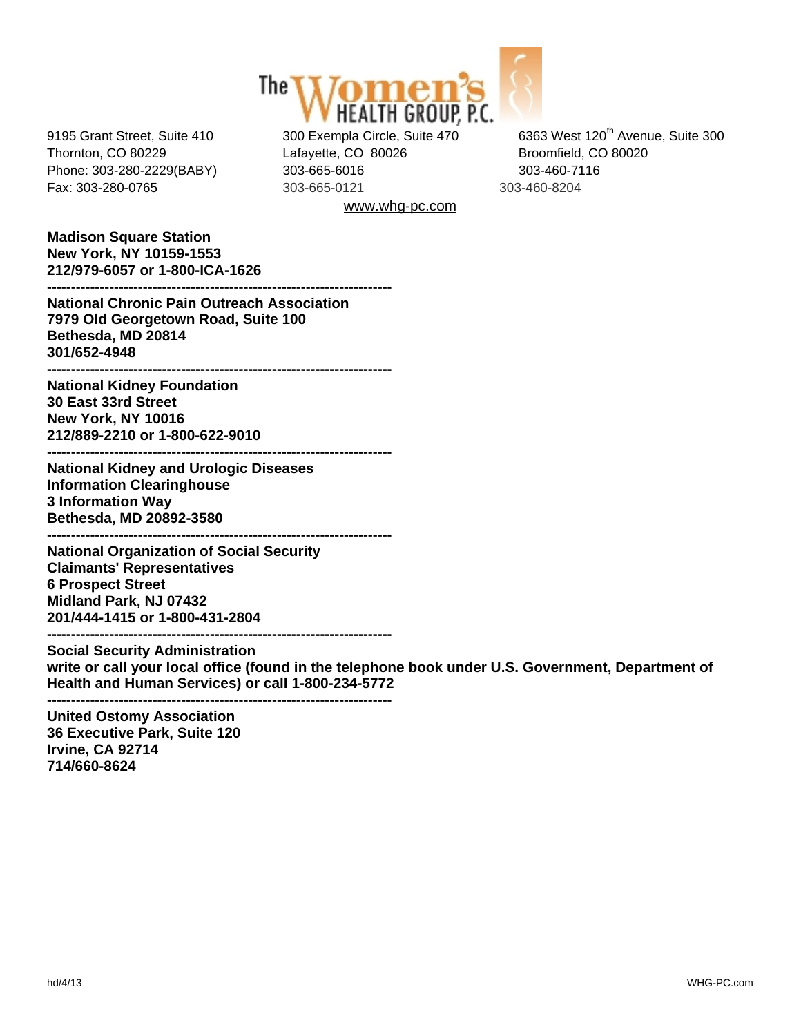The Women's Health Group, P.C.

9195 Grant Street, Suite 410
Thornton, CO 80229
Phone: 303-280-2229(BABY)
Fax: 303-280-0765

300 Exempla Circle, Suite 470
Lafayette, CO 80026
303-665-6016
303-665-0121

6363 West 120th Avenue, Suite 300
Broomfield, CO 80020
303-460-7116
303-460-8204

www.whg-pc.com

**Madison Square Station**
**New York, NY 10159-1553**
**212/979-6057 or 1-800-ICA-1626**

---

**National Chronic Pain Outreach Association**
**7979 Old Georgetown Road, Suite 100**
**Bethesda, MD 20814**
**301/652-4948**

---

**National Kidney Foundation**
**30 East 33rd Street**
**New York, NY 10016**
**212/889-2210 or 1-800-622-9010**

---

**National Kidney and Urologic Diseases**
**Information Clearinghouse**
**3 Information Way**
**Bethesda, MD 20892-3580**

---

**National Organization of Social Security**
**Claimants' Representatives**
**6 Prospect Street**
**Midland Park, NJ 07432**
**201/444-1415 or 1-800-431-2804**

---

**Social Security Administration**
**write or call your local office (found in the telephone book under U.S. Government, Department of Health and Human Services) or call 1-800-234-5772**

---

**United Ostomy Association**
**36 Executive Park, Suite 120**
**Irvine, CA 92714**
**714/660-8624**

hd/4/13